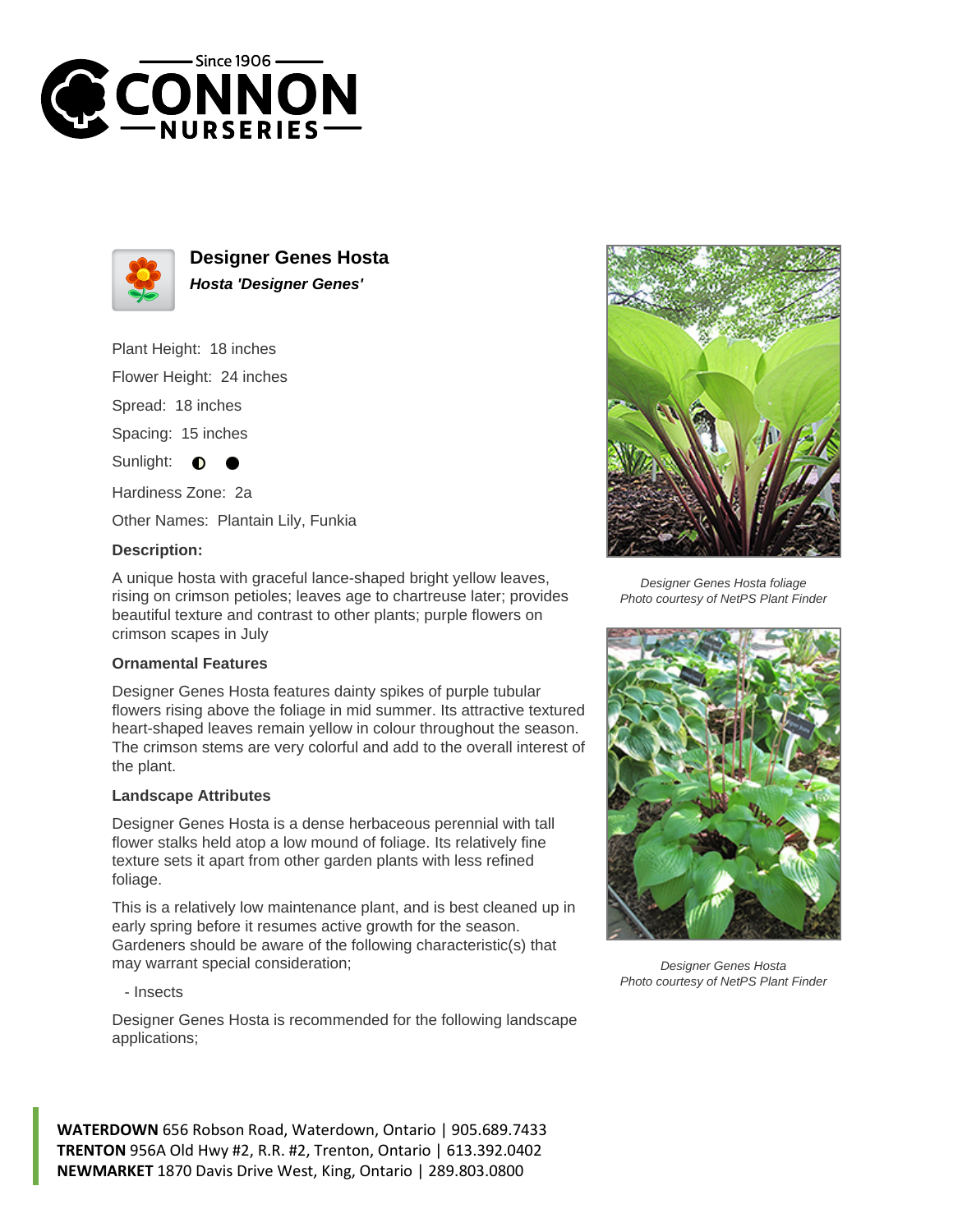# Designer Genes Hosta

***Hosta 'Designer Genes'***

Plant Height: 18 inches

Flower Height: 24 inches

Spread: 18 inches

Spacing: 15 inches

Sunlight: ◐ ●

Hardiness Zone: 2a

Other Names: Plantain Lily, Funkia

**Description:**

A unique hosta with graceful lance-shaped bright yellow leaves, rising on crimson petioles; leaves age to chartreuse later; provides beautiful texture and contrast to other plants; purple flowers on crimson scapes in July

### Ornamental Features

Designer Genes Hosta features dainty spikes of purple tubular flowers rising above the foliage in mid summer. Its attractive textured heart-shaped leaves remain yellow in colour throughout the season. The crimson stems are very colorful and add to the overall interest of the plant.

### Landscape Attributes

Designer Genes Hosta is a dense herbaceous perennial with tall flower stalks held atop a low mound of foliage. Its relatively fine texture sets it apart from other garden plants with less refined foliage.

This is a relatively low maintenance plant, and is best cleaned up in early spring before it resumes active growth for the season. Gardeners should be aware of the following characteristic(s) that may warrant special consideration;

- Insects

Designer Genes Hosta is recommended for the following landscape applications;

*Designer Genes Hosta foliage*
*Photo courtesy of NetPS Plant Finder*

*Designer Genes Hosta*
*Photo courtesy of NetPS Plant Finder*

**WATERDOWN** 656 Robson Road, Waterdown, Ontario | 905.689.7433
**TRENTON** 956A Old Hwy #2, R.R. #2, Trenton, Ontario | 613.392.0402
**NEWMARKET** 1870 Davis Drive West, King, Ontario | 289.803.0800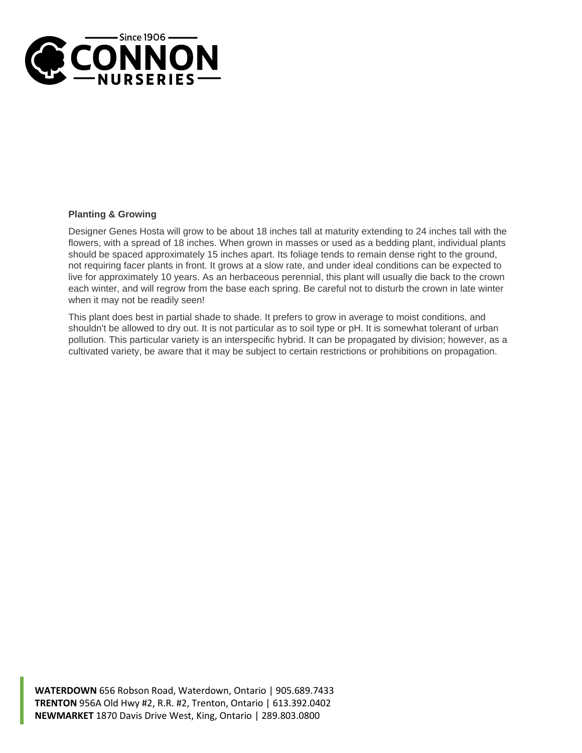### Planting & Growing

Designer Genes Hosta will grow to be about 18 inches tall at maturity extending to 24 inches tall with the flowers, with a spread of 18 inches. When grown in masses or used as a bedding plant, individual plants should be spaced approximately 15 inches apart. Its foliage tends to remain dense right to the ground, not requiring facer plants in front. It grows at a slow rate, and under ideal conditions can be expected to live for approximately 10 years. As an herbaceous perennial, this plant will usually die back to the crown each winter, and will regrow from the base each spring. Be careful not to disturb the crown in late winter when it may not be readily seen!

This plant does best in partial shade to shade. It prefers to grow in average to moist conditions, and shouldn't be allowed to dry out. It is not particular as to soil type or pH. It is somewhat tolerant of urban pollution. This particular variety is an interspecific hybrid. It can be propagated by division; however, as a cultivated variety, be aware that it may be subject to certain restrictions or prohibitions on propagation.